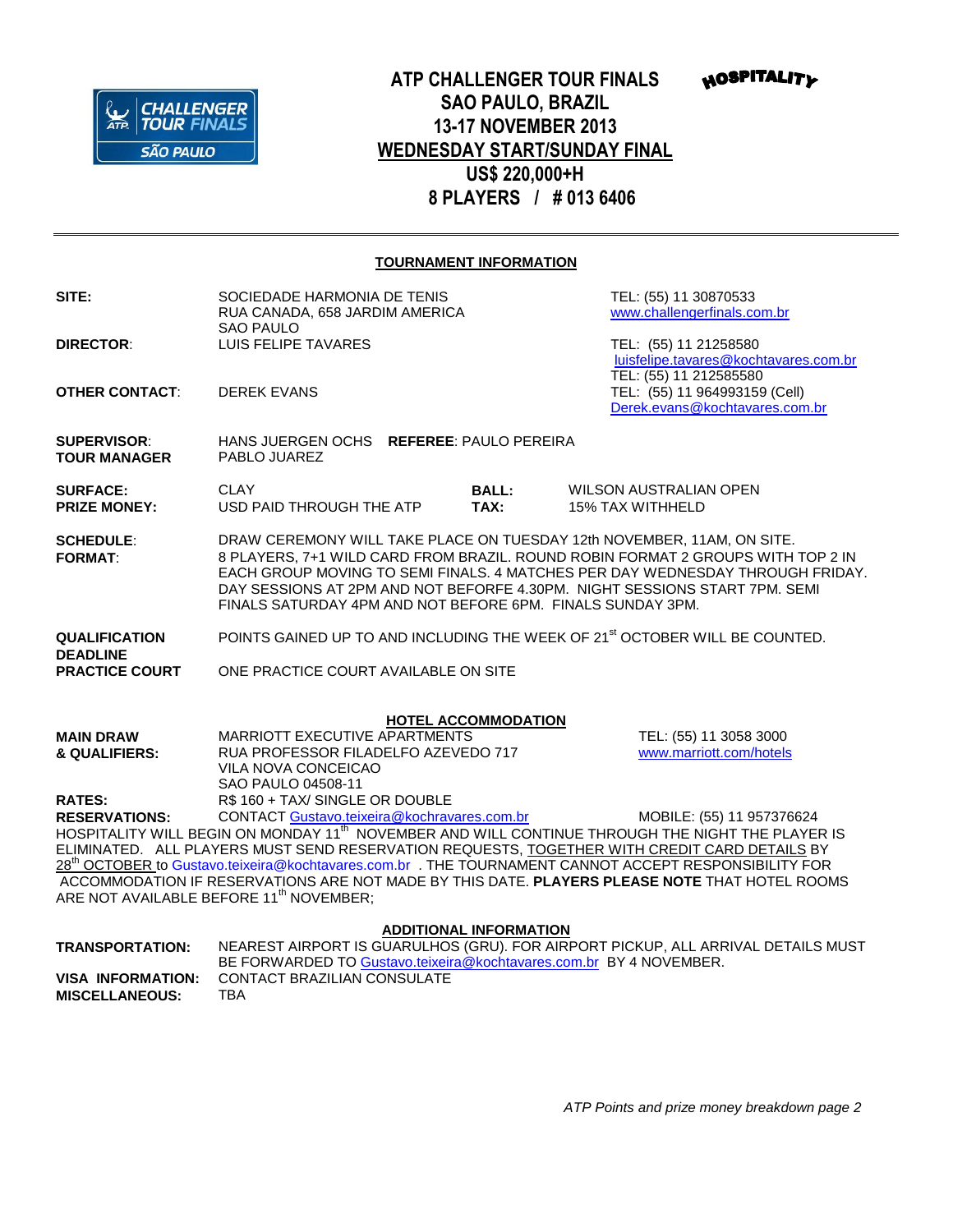# ATP CHALLENGER TOUR FINALS
## SAO PAULO, BRAZIL
## 13-17 NOVEMBER 2013
## WEDNESDAY START/SUNDAY FINAL
## US$ 220,000+H
## 8 PLAYERS / # 013 6406

HOSPITALITY

---

### TOURNAMENT INFORMATION

**SITE:** SOCIEDADE HARMONIA DE TENIS
RUA CANADA, 658 JARDIM AMERICA
SAO PAULO
TEL: (55) 11 30870533
www.challengerfinals.com.br

**DIRECTOR**: LUIS FELIPE TAVARES
TEL: (55) 11 21258580
luisfelipe.tavares@kochtavares.com.br
TEL: (55) 11 212585580

**OTHER CONTACT**: DEREK EVANS
TEL: (55) 11 964993159 (Cell)
Derek.evans@kochtavares.com.br

**SUPERVISOR**: HANS JUERGEN OCHS **REFEREE**: PAULO PEREIRA
**TOUR MANAGER** PABLO JUAREZ

**SURFACE:** CLAY **BALL:** WILSON AUSTRALIAN OPEN
**PRIZE MONEY:** USD PAID THROUGH THE ATP **TAX:** 15% TAX WITHHELD

**SCHEDULE**: DRAW CEREMONY WILL TAKE PLACE ON TUESDAY 12th NOVEMBER, 11AM, ON SITE.
**FORMAT**: 8 PLAYERS, 7+1 WILD CARD FROM BRAZIL. ROUND ROBIN FORMAT 2 GROUPS WITH TOP 2 IN EACH GROUP MOVING TO SEMI FINALS. 4 MATCHES PER DAY WEDNESDAY THROUGH FRIDAY. DAY SESSIONS AT 2PM AND NOT BEFORFE 4.30PM. NIGHT SESSIONS START 7PM. SEMI FINALS SATURDAY 4PM AND NOT BEFORE 6PM. FINALS SUNDAY 3PM.

**QUALIFICATION DEADLINE** POINTS GAINED UP TO AND INCLUDING THE WEEK OF 21st OCTOBER WILL BE COUNTED.

**PRACTICE COURT** ONE PRACTICE COURT AVAILABLE ON SITE

### HOTEL ACCOMMODATION

**MAIN DRAW & QUALIFIERS:** MARRIOTT EXECUTIVE APARTMENTS
RUA PROFESSOR FILADELFO AZEVEDO 717
VILA NOVA CONCEICAO
SAO PAULO 04508-11
TEL: (55) 11 3058 3000
www.marriott.com/hotels

**RATES:** R$ 160 + TAX/ SINGLE OR DOUBLE

**RESERVATIONS:** CONTACT Gustavo.teixeira@kochravares.com.br MOBILE: (55) 11 957376624

HOSPITALITY WILL BEGIN ON MONDAY 11th NOVEMBER AND WILL CONTINUE THROUGH THE NIGHT THE PLAYER IS ELIMINATED. ALL PLAYERS MUST SEND RESERVATION REQUESTS, TOGETHER WITH CREDIT CARD DETAILS BY 28th OCTOBER to Gustavo.teixeira@kochtavares.com.br . THE TOURNAMENT CANNOT ACCEPT RESPONSIBILITY FOR ACCOMMODATION IF RESERVATIONS ARE NOT MADE BY THIS DATE. **PLAYERS PLEASE NOTE** THAT HOTEL ROOMS ARE NOT AVAILABLE BEFORE 11th NOVEMBER;

### ADDITIONAL INFORMATION

**TRANSPORTATION:** NEAREST AIRPORT IS GUARULHOS (GRU). FOR AIRPORT PICKUP, ALL ARRIVAL DETAILS MUST BE FORWARDED TO Gustavo.teixeira@kochtavares.com.br BY 4 NOVEMBER.

**VISA INFORMATION:** CONTACT BRAZILIAN CONSULATE

**MISCELLANEOUS:** TBA

*ATP Points and prize money breakdown page 2*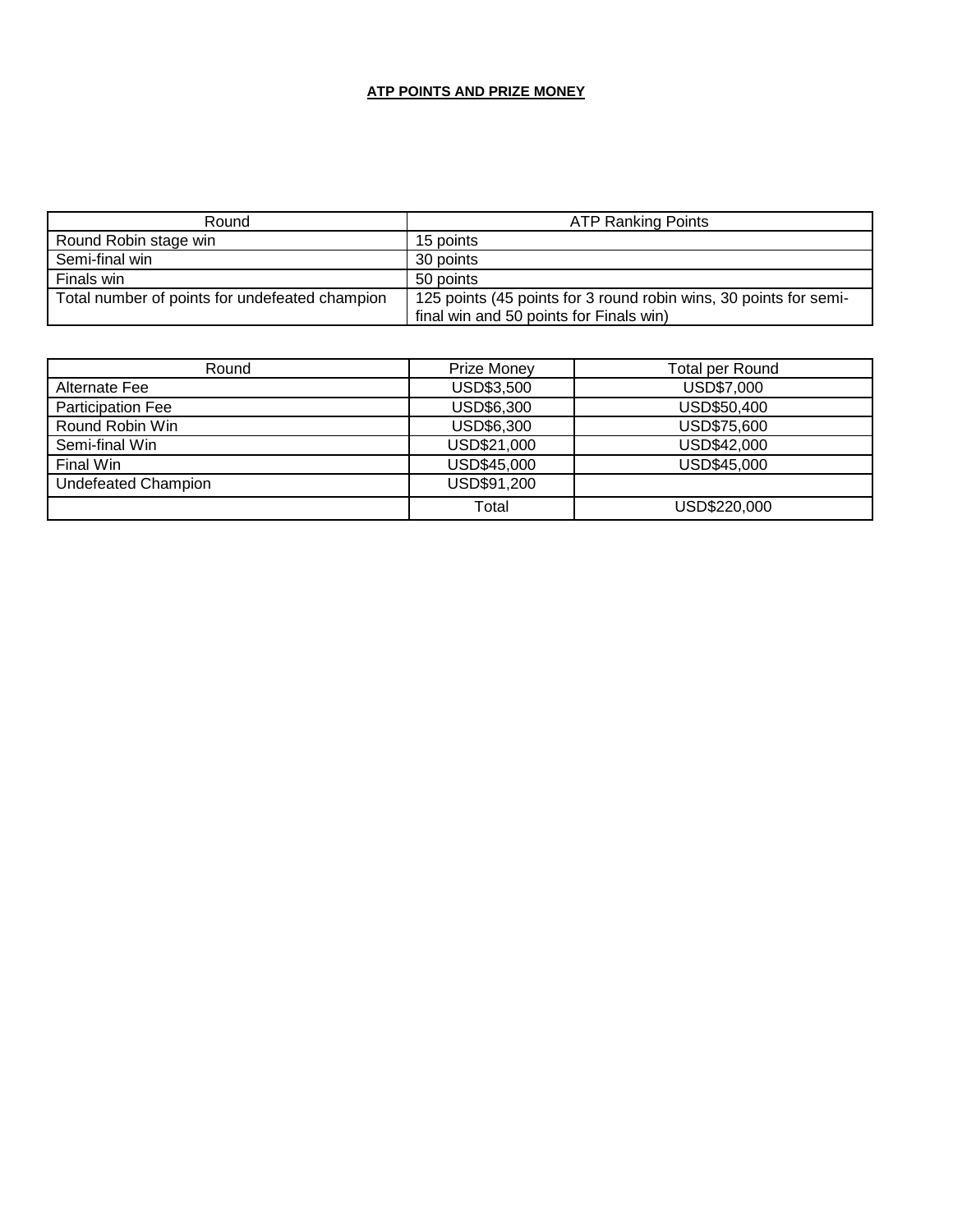**ATP POINTS AND PRIZE MONEY**

| Round | ATP Ranking Points |
|---|---|
| Round Robin stage win | 15 points |
| Semi-final win | 30 points |
| Finals win | 50 points |
| Total number of points for undefeated champion | 125 points (45 points for 3 round robin wins, 30 points for semi-final win and 50 points for Finals win) |

| Round | Prize Money | Total per Round |
|---|---|---|
| Alternate Fee | USD$3,500 | USD$7,000 |
| Participation Fee | USD$6,300 | USD$50,400 |
| Round Robin Win | USD$6,300 | USD$75,600 |
| Semi-final Win | USD$21,000 | USD$42,000 |
| Final Win | USD$45,000 | USD$45,000 |
| Undefeated Champion | USD$91,200 | |
| | Total | USD$220,000 |